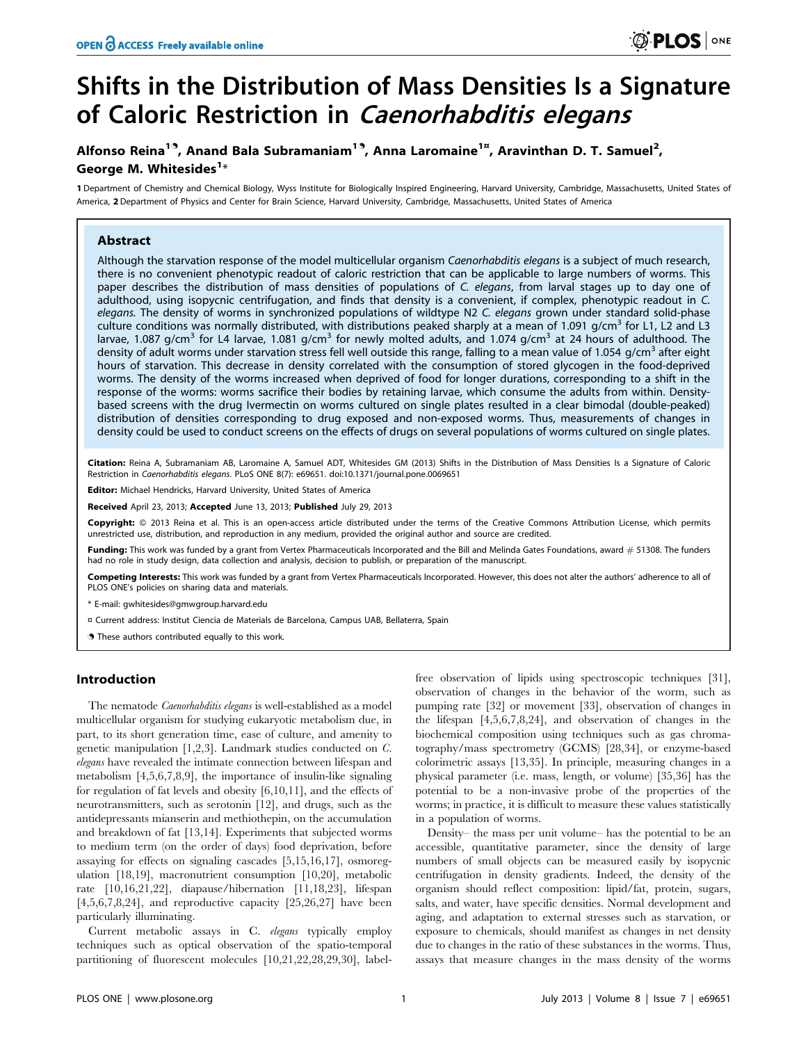# Shifts in the Distribution of Mass Densities Is a Signature of Caloric Restriction in *Caenorhabditis elegans*

**Alfonso Reina[1¶], Anand Bala Subramaniam[1¶], Anna Laromaine[1¤], Aravinthan D. T. Samuel[2], George M. Whitesides[1]***

**1** Department of Chemistry and Chemical Biology, Wyss Institute for Biologically Inspired Engineering, Harvard University, Cambridge, Massachusetts, United States of America, **2** Department of Physics and Center for Brain Science, Harvard University, Cambridge, Massachusetts, United States of America

## Abstract

Although the starvation response of the model multicellular organism *Caenorhabditis elegans* is a subject of much research, there is no convenient phenotypic readout of caloric restriction that can be applicable to large numbers of worms. This paper describes the distribution of mass densities of populations of *C. elegans*, from larval stages up to day one of adulthood, using isopycnic centrifugation, and finds that density is a convenient, if complex, phenotypic readout in *C. elegans*. The density of worms in synchronized populations of wildtype N2 *C. elegans* grown under standard solid-phase culture conditions was normally distributed, with distributions peaked sharply at a mean of 1.091 g/cm$^3$ for L1, L2 and L3 larvae, 1.087 g/cm$^3$ for L4 larvae, 1.081 g/cm$^3$ for newly molted adults, and 1.074 g/cm$^3$ at 24 hours of adulthood. The density of adult worms under starvation stress fell well outside this range, falling to a mean value of 1.054 g/cm$^3$ after eight hours of starvation. This decrease in density correlated with the consumption of stored glycogen in the food-deprived worms. The density of the worms increased when deprived of food for longer durations, corresponding to a shift in the response of the worms: worms sacrifice their bodies by retaining larvae, which consume the adults from within. Density-based screens with the drug Ivermectin on worms cultured on single plates resulted in a clear bimodal (double-peaked) distribution of densities corresponding to drug exposed and non-exposed worms. Thus, measurements of changes in density could be used to conduct screens on the effects of drugs on several populations of worms cultured on single plates.

**Citation:** Reina A, Subramaniam AB, Laromaine A, Samuel ADT, Whitesides GM (2013) Shifts in the Distribution of Mass Densities Is a Signature of Caloric Restriction in *Caenorhabditis elegans*. PLoS ONE 8(7): e69651. doi:10.1371/journal.pone.0069651

**Editor:** Michael Hendricks, Harvard University, United States of America

**Received** April 23, 2013; **Accepted** June 13, 2013; **Published** July 29, 2013

**Copyright:** © 2013 Reina et al. This is an open-access article distributed under the terms of the Creative Commons Attribution License, which permits unrestricted use, distribution, and reproduction in any medium, provided the original author and source are credited.

**Funding:** This work was funded by a grant from Vertex Pharmaceuticals Incorporated and the Bill and Melinda Gates Foundations, award # 51308. The funders had no role in study design, data collection and analysis, decision to publish, or preparation of the manuscript.

**Competing Interests:** This work was funded by a grant from Vertex Pharmaceuticals Incorporated. However, this does not alter the authors' adherence to all of PLOS ONE's policies on sharing data and materials.

\* E-mail: gwhitesides@gmwgroup.harvard.edu

¤ Current address: Institut Ciencia de Materials de Barcelona, Campus UAB, Bellaterra, Spain

¶ These authors contributed equally to this work.

## Introduction

The nematode *Caenorhabditis elegans* is well-established as a model multicellular organism for studying eukaryotic metabolism due, in part, to its short generation time, ease of culture, and amenity to genetic manipulation [1,2,3]. Landmark studies conducted on *C. elegans* have revealed the intimate connection between lifespan and metabolism [4,5,6,7,8,9], the importance of insulin-like signaling for regulation of fat levels and obesity [6,10,11], and the effects of neurotransmitters, such as serotonin [12], and drugs, such as the antidepressants mianserin and methiothepin, on the accumulation and breakdown of fat [13,14]. Experiments that subjected worms to medium term (on the order of days) food deprivation, before assaying for effects on signaling cascades [5,15,16,17], osmoregulation [18,19], macronutrient consumption [10,20], metabolic rate [10,16,21,22], diapause/hibernation [11,18,23], lifespan [4,5,6,7,8,24], and reproductive capacity [25,26,27] have been particularly illuminating.

Current metabolic assays in *C. elegans* typically employ techniques such as optical observation of the spatio-temporal partitioning of fluorescent molecules [10,21,22,28,29,30], label-free observation of lipids using spectroscopic techniques [31], observation of changes in the behavior of the worm, such as pumping rate [32] or movement [33], observation of changes in the lifespan [4,5,6,7,8,24], and observation of changes in the biochemical composition using techniques such as gas chromatography/mass spectrometry (GCMS) [28,34], or enzyme-based colorimetric assays [13,35]. In principle, measuring changes in a physical parameter (i.e. mass, length, or volume) [35,36] has the potential to be a non-invasive probe of the properties of the worms; in practice, it is difficult to measure these values statistically in a population of worms.

Density– the mass per unit volume– has the potential to be an accessible, quantitative parameter, since the density of large numbers of small objects can be measured easily by isopycnic centrifugation in density gradients. Indeed, the density of the organism should reflect composition: lipid/fat, protein, sugars, salts, and water, have specific densities. Normal development and aging, and adaptation to external stresses such as starvation, or exposure to chemicals, should manifest as changes in net density due to changes in the ratio of these substances in the worms. Thus, assays that measure changes in the mass density of the worms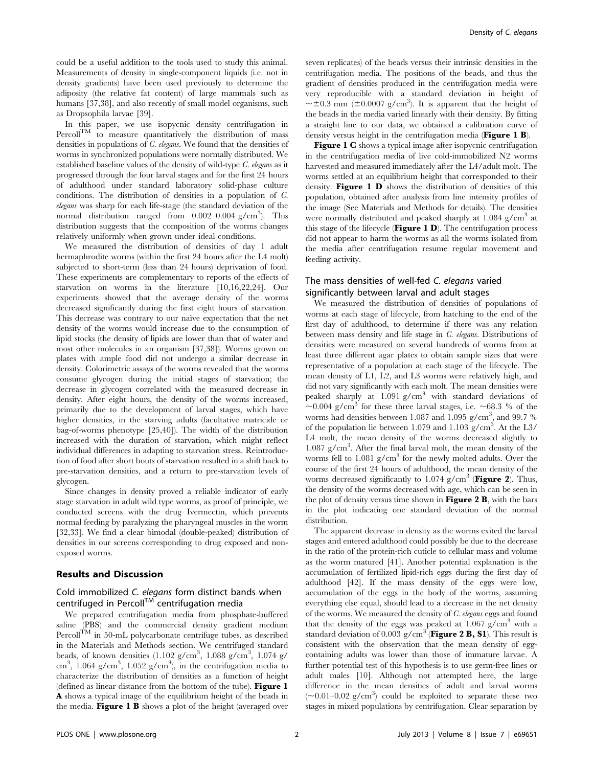could be a useful addition to the tools used to study this animal. Measurements of density in single-component liquids (i.e. not in density gradients) have been used previously to determine the adiposity (the relative fat content) of large mammals such as humans [37,38], and also recently of small model organisms, such as Dropsophila larvae [39].

In this paper, we use isopycnic density centrifugation in Percoll™ to measure quantitatively the distribution of mass densities in populations of *C. elegans*. We found that the densities of worms in synchronized populations were normally distributed. We established baseline values of the density of wild-type *C. elegans* as it progressed through the four larval stages and for the first 24 hours of adulthood under standard laboratory solid-phase culture conditions. The distribution of densities in a population of *C. elegans* was sharp for each life-stage (the standard deviation of the normal distribution ranged from 0.002–0.004 g/cm$^3$). This distribution suggests that the composition of the worms changes relatively uniformly when grown under ideal conditions.

We measured the distribution of densities of day 1 adult hermaphrodite worms (within the first 24 hours after the L4 molt) subjected to short-term (less than 24 hours) deprivation of food. These experiments are complementary to reports of the effects of starvation on worms in the literature [10,16,22,24]. Our experiments showed that the average density of the worms decreased significantly during the first eight hours of starvation. This decrease was contrary to our naïve expectation that the net density of the worms would increase due to the consumption of lipid stocks (the density of lipids are lower than that of water and most other molecules in an organism [37,38]). Worms grown on plates with ample food did not undergo a similar decrease in density. Colorimetric assays of the worms revealed that the worms consume glycogen during the initial stages of starvation; the decrease in glycogen correlated with the measured decrease in density. After eight hours, the density of the worms increased, primarily due to the development of larval stages, which have higher densities, in the starving adults (facultative matricide or bag-of-worms phenotype [25,40]). The width of the distribution increased with the duration of starvation, which might reflect individual differences in adapting to starvation stress. Reintroduction of food after short bouts of starvation resulted in a shift back to pre-starvation densities, and a return to pre-starvation levels of glycogen.

Since changes in density proved a reliable indicator of early stage starvation in adult wild type worms, as proof of principle, we conducted screens with the drug Ivermectin, which prevents normal feeding by paralyzing the pharyngeal muscles in the worm [32,33]. We find a clear bimodal (double-peaked) distribution of densities in our screens corresponding to drug exposed and non-exposed worms.

## Results and Discussion

### Cold immobilized *C. elegans* form distinct bands when centrifuged in Percoll™ centrifugation media

We prepared centrifugation media from phosphate-buffered saline (PBS) and the commercial density gradient medium Percoll™ in 50-mL polycarbonate centrifuge tubes, as described in the Materials and Methods section. We centrifuged standard beads, of known densities (1.102 g/cm$^3$, 1.088 g/cm$^3$, 1.074 g/cm$^3$, 1.064 g/cm$^3$, 1.052 g/cm$^3$), in the centrifugation media to characterize the distribution of densities as a function of height (defined as linear distance from the bottom of the tube). **Figure 1 A** shows a typical image of the equilibrium height of the beads in the media. **Figure 1 B** shows a plot of the height (averaged over seven replicates) of the beads versus their intrinsic densities in the centrifugation media. The positions of the beads, and thus the gradient of densities produced in the centrifugation media were very reproducible with a standard deviation in height of ~±0.3 mm (±0.0007 g/cm$^3$). It is apparent that the height of the beads in the media varied linearly with their density. By fitting a straight line to our data, we obtained a calibration curve of density versus height in the centrifugation media (**Figure 1 B**).

**Figure 1 C** shows a typical image after isopycnic centrifugation in the centrifugation media of live cold-immobilized N2 worms harvested and measured immediately after the L4/adult molt. The worms settled at an equilibrium height that corresponded to their density. **Figure 1 D** shows the distribution of densities of this population, obtained after analysis from line intensity profiles of the image (See Materials and Methods for details). The densities were normally distributed and peaked sharply at 1.084 g/cm$^3$ at this stage of the lifecycle (**Figure 1 D**). The centrifugation process did not appear to harm the worms as all the worms isolated from the media after centrifugation resume regular movement and feeding activity.

### The mass densities of well-fed *C. elegans* varied significantly between larval and adult stages

We measured the distribution of densities of populations of worms at each stage of lifecycle, from hatching to the end of the first day of adulthood, to determine if there was any relation between mass density and life stage in *C. elegans*. Distributions of densities were measured on several hundreds of worms from at least three different agar plates to obtain sample sizes that were representative of a population at each stage of the lifecycle. The mean density of L1, L2, and L3 worms were relatively high, and did not vary significantly with each molt. The mean densities were peaked sharply at 1.091 g/cm$^3$ with standard deviations of ~0.004 g/cm$^3$ for these three larval stages, i.e. ~68.3 % of the worms had densities between 1.087 and 1.095 g/cm$^3$, and 99.7 % of the population lie between 1.079 and 1.103 g/cm$^3$. At the L3/L4 molt, the mean density of the worms decreased slightly to 1.087 g/cm$^3$. After the final larval molt, the mean density of the worms fell to 1.081 g/cm$^3$ for the newly molted adults. Over the course of the first 24 hours of adulthood, the mean density of the worms decreased significantly to 1.074 g/cm$^3$ (**Figure 2**). Thus, the density of the worms decreased with age, which can be seen in the plot of density versus time shown in **Figure 2 B**, with the bars in the plot indicating one standard deviation of the normal distribution.

The apparent decrease in density as the worms exited the larval stages and entered adulthood could possibly be due to the decrease in the ratio of the protein-rich cuticle to cellular mass and volume as the worm matured [41]. Another potential explanation is the accumulation of fertilized lipid-rich eggs during the first day of adulthood [42]. If the mass density of the eggs were low, accumulation of the eggs in the body of the worms, assuming everything else equal, should lead to a decrease in the net density of the worms. We measured the density of *C. elegans* eggs and found that the density of the eggs was peaked at 1.067 g/cm$^3$ with a standard deviation of 0.003 g/cm$^3$ (**Figure 2 B, S1**). This result is consistent with the observation that the mean density of egg-containing adults was lower than those of immature larvae. A further potential test of this hypothesis is to use germ-free lines or adult males [10]. Although not attempted here, the large difference in the mean densities of adult and larval worms (~0.01–0.02 g/cm$^3$) could be exploited to separate these two stages in mixed populations by centrifugation. Clear separation by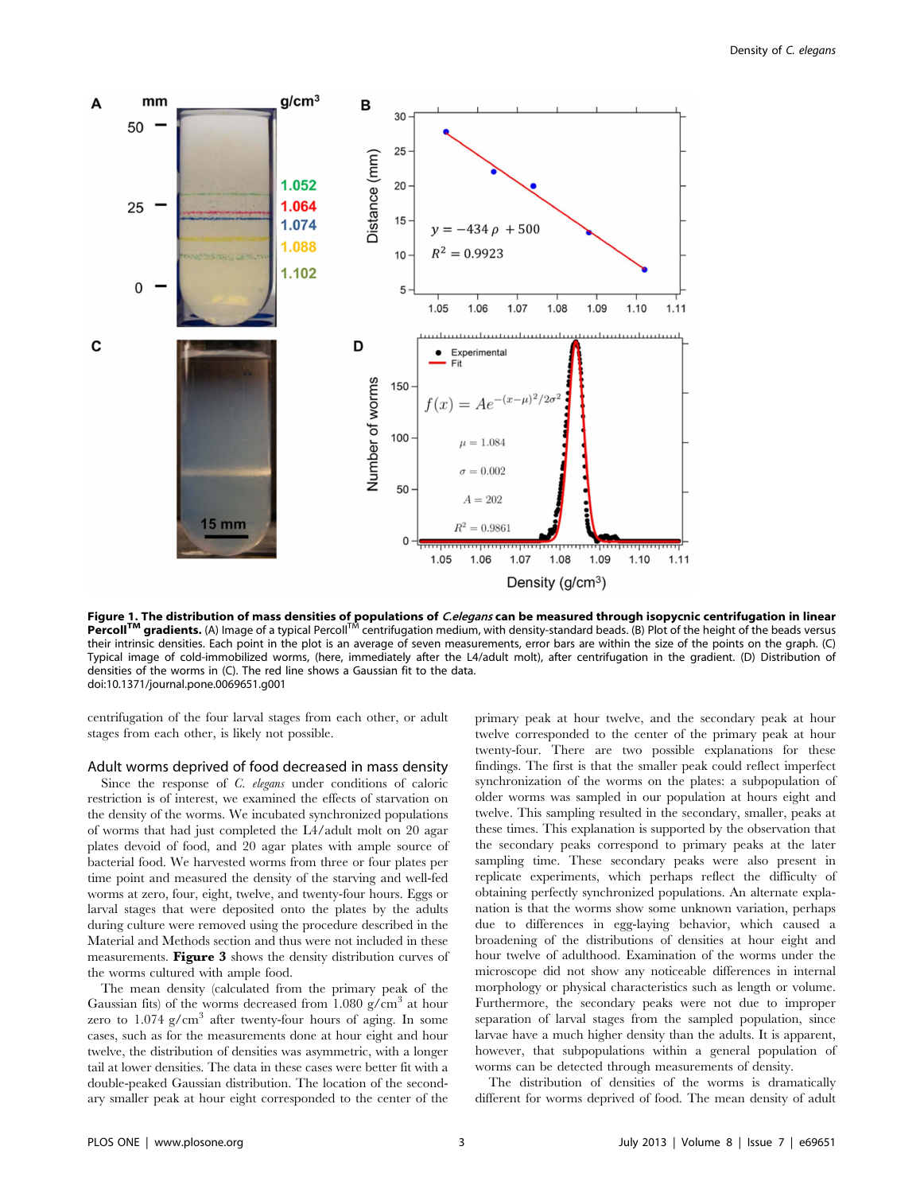**Figure 1. The distribution of mass densities of populations of *C.elegans* can be measured through isopycnic centrifugation in linear Percoll™ gradients.** (A) Image of a typical Percoll™ centrifugation medium, with density-standard beads. (B) Plot of the height of the beads versus their intrinsic densities. Each point in the plot is an average of seven measurements, error bars are within the size of the points on the graph. (C) Typical image of cold-immobilized worms, (here, immediately after the L4/adult molt), after centrifugation in the gradient. (D) Distribution of densities of the worms in (C). The red line shows a Gaussian fit to the data.
doi:10.1371/journal.pone.0069651.g001

centrifugation of the four larval stages from each other, or adult stages from each other, is likely not possible.

## Adult worms deprived of food decreased in mass density

Since the response of *C. elegans* under conditions of caloric restriction is of interest, we examined the effects of starvation on the density of the worms. We incubated synchronized populations of worms that had just completed the L4/adult molt on 20 agar plates devoid of food, and 20 agar plates with ample source of bacterial food. We harvested worms from three or four plates per time point and measured the density of the starving and well-fed worms at zero, four, eight, twelve, and twenty-four hours. Eggs or larval stages that were deposited onto the plates by the adults during culture were removed using the procedure described in the Material and Methods section and thus were not included in these measurements. **Figure 3** shows the density distribution curves of the worms cultured with ample food.

The mean density (calculated from the primary peak of the Gaussian fits) of the worms decreased from 1.080 g/cm$^3$ at hour zero to 1.074 g/cm$^3$ after twenty-four hours of aging. In some cases, such as for the measurements done at hour eight and hour twelve, the distribution of densities was asymmetric, with a longer tail at lower densities. The data in these cases were better fit with a double-peaked Gaussian distribution. The location of the secondary smaller peak at hour eight corresponded to the center of the primary peak at hour twelve, and the secondary peak at hour twelve corresponded to the center of the primary peak at hour twenty-four. There are two possible explanations for these findings. The first is that the smaller peak could reflect imperfect synchronization of the worms on the plates: a subpopulation of older worms was sampled in our population at hours eight and twelve. This sampling resulted in the secondary, smaller, peaks at these times. This explanation is supported by the observation that the secondary peaks correspond to primary peaks at the later sampling time. These secondary peaks were also present in replicate experiments, which perhaps reflect the difficulty of obtaining perfectly synchronized populations. An alternate explanation is that the worms show some unknown variation, perhaps due to differences in egg-laying behavior, which caused a broadening of the distributions of densities at hour eight and hour twelve of adulthood. Examination of the worms under the microscope did not show any noticeable differences in internal morphology or physical characteristics such as length or volume. Furthermore, the secondary peaks were not due to improper separation of larval stages from the sampled population, since larvae have a much higher density than the adults. It is apparent, however, that subpopulations within a general population of worms can be detected through measurements of density.

The distribution of densities of the worms is dramatically different for worms deprived of food. The mean density of adult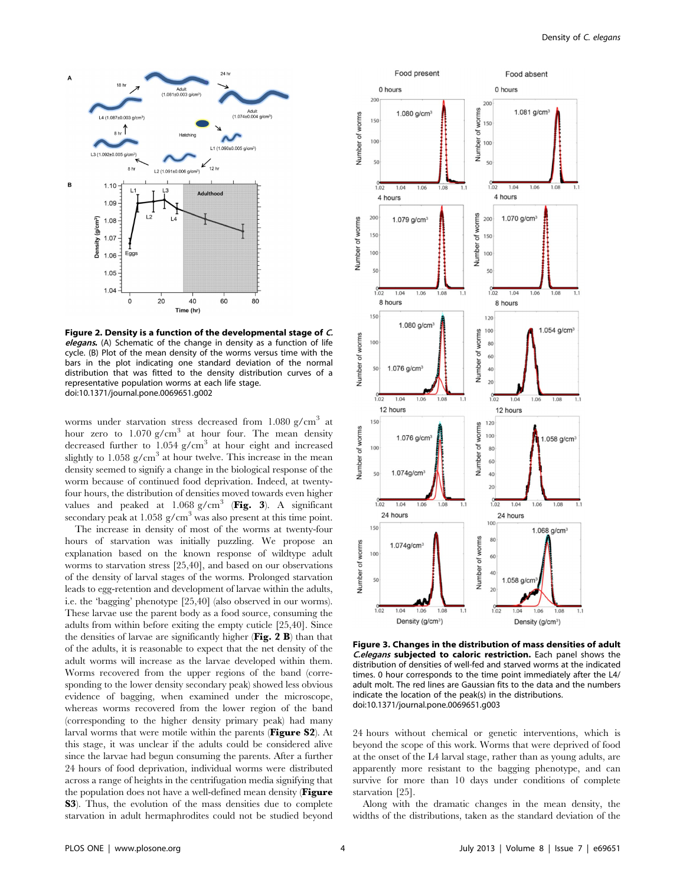**Figure 2. Density is a function of the developmental stage of *C. elegans*.** (A) Schematic of the change in density as a function of life cycle. (B) Plot of the mean density of the worms versus time with the bars in the plot indicating one standard deviation of the normal distribution that was fitted to the density distribution curves of a representative population worms at each life stage.
doi:10.1371/journal.pone.0069651.g002

worms under starvation stress decreased from 1.080 g/cm$^3$ at hour zero to 1.070 g/cm$^3$ at hour four. The mean density decreased further to 1.054 g/cm$^3$ at hour eight and increased slightly to 1.058 g/cm$^3$ at hour twelve. This increase in the mean density seemed to signify a change in the biological response of the worm because of continued food deprivation. Indeed, at twenty-four hours, the distribution of densities moved towards even higher values and peaked at 1.068 g/cm$^3$ (**Fig. 3**). A significant secondary peak at 1.058 g/cm$^3$ was also present at this time point.

The increase in density of most of the worms at twenty-four hours of starvation was initially puzzling. We propose an explanation based on the known response of wildtype adult worms to starvation stress [25,40], and based on our observations of the density of larval stages of the worms. Prolonged starvation leads to egg-retention and development of larvae within the adults, i.e. the 'bagging' phenotype [25,40] (also observed in our worms). These larvae use the parent body as a food source, consuming the adults from within before exiting the empty cuticle [25,40]. Since the densities of larvae are significantly higher (**Fig. 2 B**) than that of the adults, it is reasonable to expect that the net density of the adult worms will increase as the larvae developed within them. Worms recovered from the upper regions of the band (corresponding to the lower density secondary peak) showed less obvious evidence of bagging, when examined under the microscope, whereas worms recovered from the lower region of the band (corresponding to the higher density primary peak) had many larval worms that were motile within the parents (**Figure S2**). At this stage, it was unclear if the adults could be considered alive since the larvae had begun consuming the parents. After a further 24 hours of food deprivation, individual worms were distributed across a range of heights in the centrifugation media signifying that the population does not have a well-defined mean density (**Figure S3**). Thus, the evolution of the mass densities due to complete starvation in adult hermaphrodites could not be studied beyond 24 hours without chemical or genetic interventions, which is beyond the scope of this work. Worms that were deprived of food at the onset of the L4 larval stage, rather than as young adults, are apparently more resistant to the bagging phenotype, and can survive for more than 10 days under conditions of complete starvation [25].

**Figure 3. Changes in the distribution of mass densities of adult *C.elegans* subjected to caloric restriction.** Each panel shows the distribution of densities of well-fed and starved worms at the indicated times. 0 hour corresponds to the time point immediately after the L4/adult molt. The red lines are Gaussian fits to the data and the numbers indicate the location of the peak(s) in the distributions.
doi:10.1371/journal.pone.0069651.g003

Along with the dramatic changes in the mean density, the widths of the distributions, taken as the standard deviation of the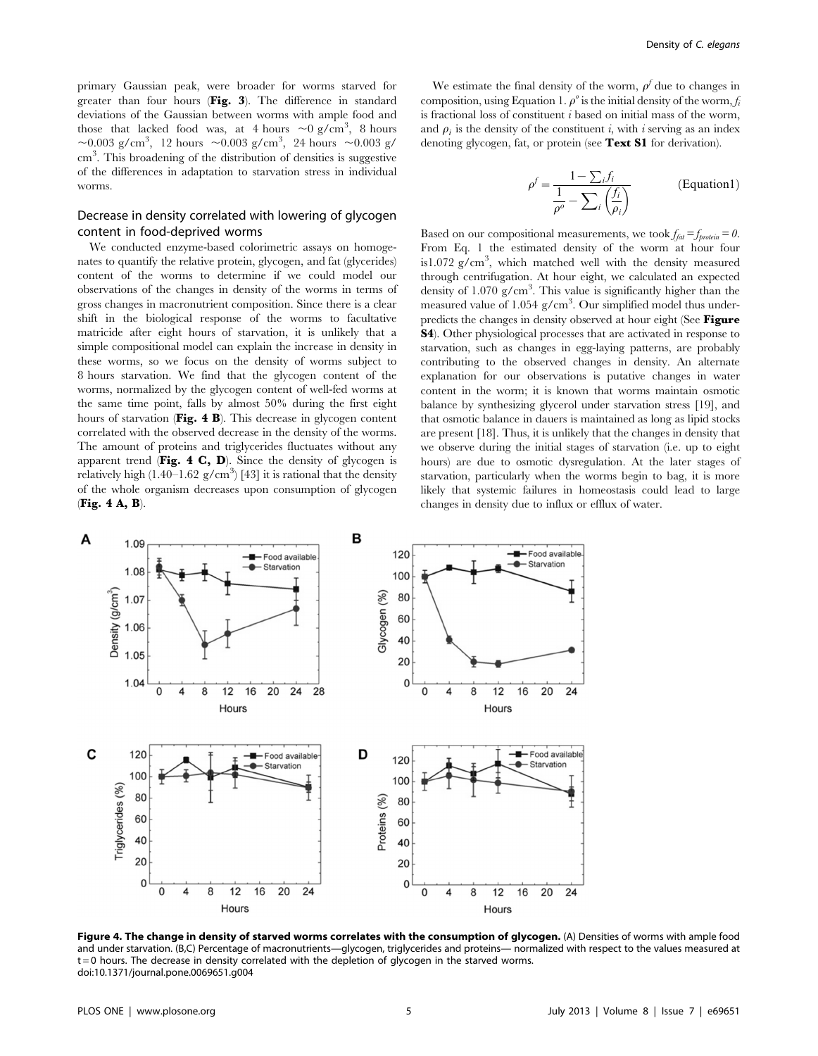primary Gaussian peak, were broader for worms starved for greater than four hours (**Fig. 3**). The difference in standard deviations of the Gaussian between worms with ample food and those that lacked food was, at 4 hours ~0 g/cm$^3$, 8 hours ~0.003 g/cm$^3$, 12 hours ~0.003 g/cm$^3$, 24 hours ~0.003 g/cm$^3$. This broadening of the distribution of densities is suggestive of the differences in adaptation to starvation stress in individual worms.

## Decrease in density correlated with lowering of glycogen content in food-deprived worms

We conducted enzyme-based colorimetric assays on homogenates to quantify the relative protein, glycogen, and fat (glycerides) content of the worms to determine if we could model our observations of the changes in density of the worms in terms of gross changes in macronutrient composition. Since there is a clear shift in the biological response of the worms to facultative matricide after eight hours of starvation, it is unlikely that a simple compositional model can explain the increase in density in these worms, so we focus on the density of worms subject to 8 hours starvation. We find that the glycogen content of the worms, normalized by the glycogen content of well-fed worms at the same time point, falls by almost 50% during the first eight hours of starvation (**Fig. 4 B**). This decrease in glycogen content correlated with the observed decrease in the density of the worms. The amount of proteins and triglycerides fluctuates without any apparent trend (**Fig. 4 C, D**). Since the density of glycogen is relatively high (1.40–1.62 g/cm$^3$) [43] it is rational that the density of the whole organism decreases upon consumption of glycogen (**Fig. 4 A, B**).

We estimate the final density of the worm, $\rho^f$ due to changes in composition, using Equation 1. $\rho^o$ is the initial density of the worm, $f_i$ is fractional loss of constituent $i$ based on initial mass of the worm, and $\rho_i$ is the density of the constituent $i$, with $i$ serving as an index denoting glycogen, fat, or protein (see **Text S1** for derivation).

$$\rho^f = \frac{1 - \sum_i f_i}{\frac{1}{\rho^o} - \sum_i \left(\frac{f_i}{\rho_i}\right)} \qquad \text{(Equation1)}$$

Based on our compositional measurements, we took $f_{fat} = f_{protein} = 0$. From Eq. 1 the estimated density of the worm at hour four is1.072 g/cm$^3$, which matched well with the density measured through centrifugation. At hour eight, we calculated an expected density of 1.070 g/cm$^3$. This value is significantly higher than the measured value of 1.054 g/cm$^3$. Our simplified model thus under-predicts the changes in density observed at hour eight (See **Figure S4**). Other physiological processes that are activated in response to starvation, such as changes in egg-laying patterns, are probably contributing to the observed changes in density. An alternate explanation for our observations is putative changes in water content in the worm; it is known that worms maintain osmotic balance by synthesizing glycerol under starvation stress [19], and that osmotic balance in dauers is maintained as long as lipid stocks are present [18]. Thus, it is unlikely that the changes in density that we observe during the initial stages of starvation (i.e. up to eight hours) are due to osmotic dysregulation. At the later stages of starvation, particularly when the worms begin to bag, it is more likely that systemic failures in homeostasis could lead to large changes in density due to influx or efflux of water.

**Figure 4. The change in density of starved worms correlates with the consumption of glycogen.** (A) Densities of worms with ample food and under starvation. (B,C) Percentage of macronutrients—glycogen, triglycerides and proteins— normalized with respect to the values measured at t = 0 hours. The decrease in density correlated with the depletion of glycogen in the starved worms.
doi:10.1371/journal.pone.0069651.g004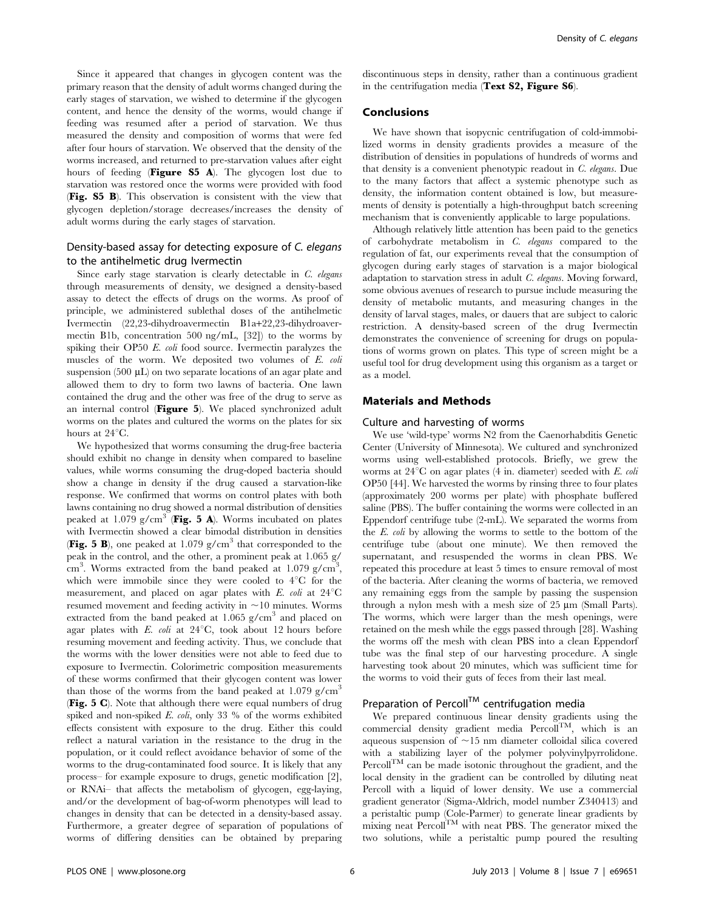Since it appeared that changes in glycogen content was the primary reason that the density of adult worms changed during the early stages of starvation, we wished to determine if the glycogen content, and hence the density of the worms, would change if feeding was resumed after a period of starvation. We thus measured the density and composition of worms that were fed after four hours of starvation. We observed that the density of the worms increased, and returned to pre-starvation values after eight hours of feeding (**Figure S5 A**). The glycogen lost due to starvation was restored once the worms were provided with food (**Fig. S5 B**). This observation is consistent with the view that glycogen depletion/storage decreases/increases the density of adult worms during the early stages of starvation.

### Density-based assay for detecting exposure of *C. elegans* to the antihelmetic drug Ivermectin

Since early stage starvation is clearly detectable in *C. elegans* through measurements of density, we designed a density-based assay to detect the effects of drugs on the worms. As proof of principle, we administered sublethal doses of the antihelmetic Ivermectin (22,23-dihydroavermectin B1a+22,23-dihydroavermectin B1b, concentration 500 ng/mL, [32]) to the worms by spiking their OP50 *E. coli* food source. Ivermectin paralyzes the muscles of the worm. We deposited two volumes of *E. coli* suspension (500 µL) on two separate locations of an agar plate and allowed them to dry to form two lawns of bacteria. One lawn contained the drug and the other was free of the drug to serve as an internal control (**Figure 5**). We placed synchronized adult worms on the plates and cultured the worms on the plates for six hours at 24°C.

We hypothesized that worms consuming the drug-free bacteria should exhibit no change in density when compared to baseline values, while worms consuming the drug-doped bacteria should show a change in density if the drug caused a starvation-like response. We confirmed that worms on control plates with both lawns containing no drug showed a normal distribution of densities peaked at 1.079 g/cm$^3$ (**Fig. 5 A**). Worms incubated on plates with Ivermectin showed a clear bimodal distribution in densities (**Fig. 5 B**), one peaked at 1.079 g/cm$^3$ that corresponded to the peak in the control, and the other, a prominent peak at 1.065 g/cm$^3$. Worms extracted from the band peaked at 1.079 g/cm$^3$, which were immobile since they were cooled to 4°C for the measurement, and placed on agar plates with *E. coli* at 24°C resumed movement and feeding activity in ~10 minutes. Worms extracted from the band peaked at 1.065 g/cm$^3$ and placed on agar plates with *E. coli* at 24°C, took about 12 hours before resuming movement and feeding activity. Thus, we conclude that the worms with the lower densities were not able to feed due to exposure to Ivermectin. Colorimetric composition measurements of these worms confirmed that their glycogen content was lower than those of the worms from the band peaked at 1.079 g/cm$^3$ (**Fig. 5 C**). Note that although there were equal numbers of drug spiked and non-spiked *E. coli*, only 33 % of the worms exhibited effects consistent with exposure to the drug. Either this could reflect a natural variation in the resistance to the drug in the population, or it could reflect avoidance behavior of some of the worms to the drug-contaminated food source. It is likely that any process– for example exposure to drugs, genetic modification [2], or RNAi– that affects the metabolism of glycogen, egg-laying, and/or the development of bag-of-worm phenotypes will lead to changes in density that can be detected in a density-based assay. Furthermore, a greater degree of separation of populations of worms of differing densities can be obtained by preparing discontinuous steps in density, rather than a continuous gradient in the centrifugation media (**Text S2, Figure S6**).

## Conclusions

We have shown that isopycnic centrifugation of cold-immobilized worms in density gradients provides a measure of the distribution of densities in populations of hundreds of worms and that density is a convenient phenotypic readout in *C. elegans*. Due to the many factors that affect a systemic phenotype such as density, the information content obtained is low, but measurements of density is potentially a high-throughput batch screening mechanism that is conveniently applicable to large populations.

Although relatively little attention has been paid to the genetics of carbohydrate metabolism in *C. elegans* compared to the regulation of fat, our experiments reveal that the consumption of glycogen during early stages of starvation is a major biological adaptation to starvation stress in adult *C. elegans*. Moving forward, some obvious avenues of research to pursue include measuring the density of metabolic mutants, and measuring changes in the density of larval stages, males, or dauers that are subject to caloric restriction. A density-based screen of the drug Ivermectin demonstrates the convenience of screening for drugs on populations of worms grown on plates. This type of screen might be a useful tool for drug development using this organism as a target or as a model.

## Materials and Methods

### Culture and harvesting of worms

We use 'wild-type' worms N2 from the Caenorhabditis Genetic Center (University of Minnesota). We cultured and synchronized worms using well-established protocols. Briefly, we grew the worms at 24°C on agar plates (4 in. diameter) seeded with *E. coli* OP50 [44]. We harvested the worms by rinsing three to four plates (approximately 200 worms per plate) with phosphate buffered saline (PBS). The buffer containing the worms were collected in an Eppendorf centrifuge tube (2-mL). We separated the worms from the *E. coli* by allowing the worms to settle to the bottom of the centrifuge tube (about one minute). We then removed the supernatant, and resuspended the worms in clean PBS. We repeated this procedure at least 5 times to ensure removal of most of the bacteria. After cleaning the worms of bacteria, we removed any remaining eggs from the sample by passing the suspension through a nylon mesh with a mesh size of 25 µm (Small Parts). The worms, which were larger than the mesh openings, were retained on the mesh while the eggs passed through [28]. Washing the worms off the mesh with clean PBS into a clean Eppendorf tube was the final step of our harvesting procedure. A single harvesting took about 20 minutes, which was sufficient time for the worms to void their guts of feces from their last meal.

### Preparation of Percoll™ centrifugation media

We prepared continuous linear density gradients using the commercial density gradient media Percoll™, which is an aqueous suspension of ~15 nm diameter colloidal silica covered with a stabilizing layer of the polymer polyvinylpyrrolidone. Percoll™ can be made isotonic throughout the gradient, and the local density in the gradient can be controlled by diluting neat Percoll with a liquid of lower density. We use a commercial gradient generator (Sigma-Aldrich, model number Z340413) and a peristaltic pump (Cole-Parmer) to generate linear gradients by mixing neat Percoll™ with neat PBS. The generator mixed the two solutions, while a peristaltic pump poured the resulting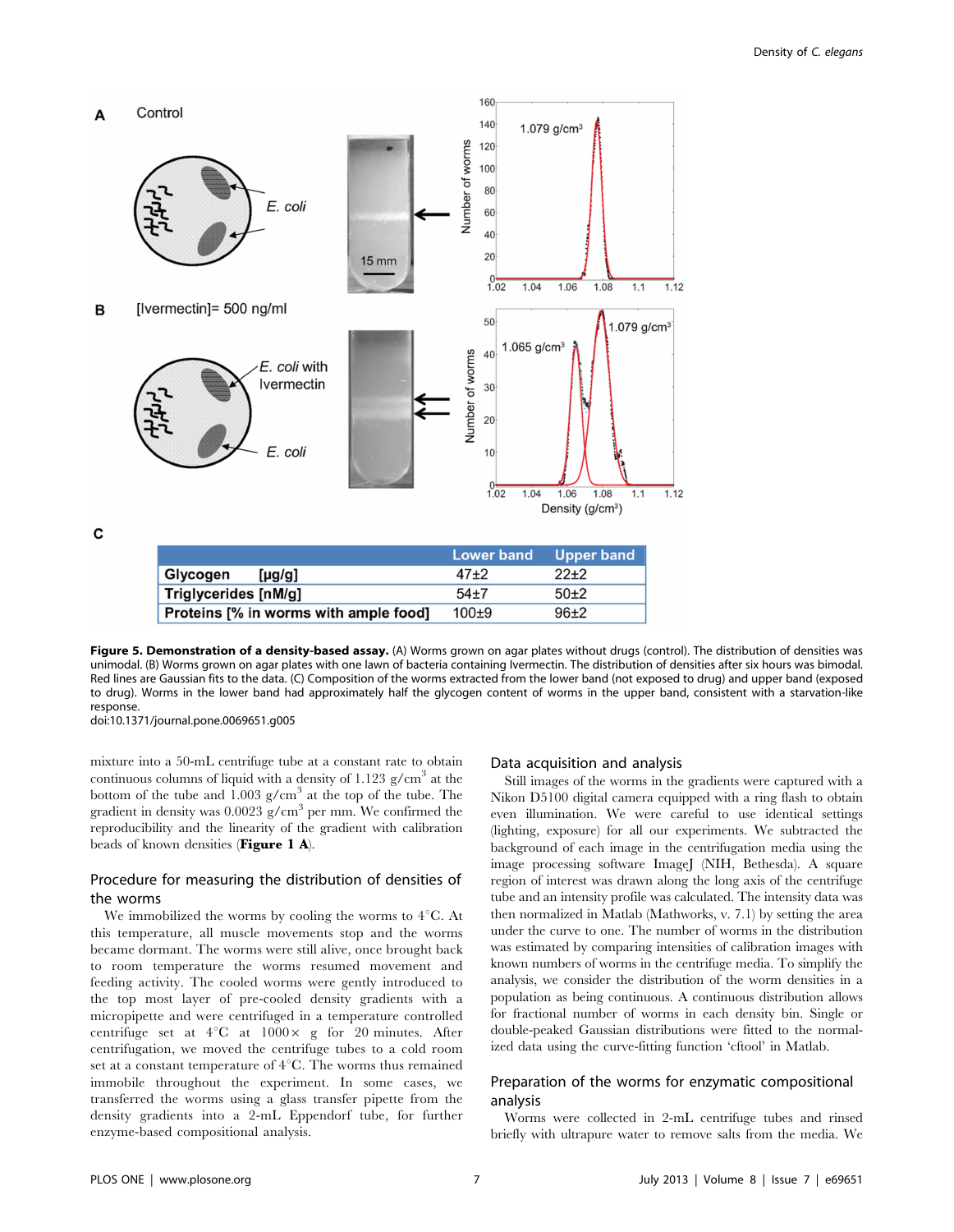**A** Control

**B** [Ivermectin]= 500 ng/ml

**C**

| | Lower band | Upper band |
|---|---|---|
| Glycogen [μg/g] | 47±2 | 22±2 |
| Triglycerides [nM/g] | 54±7 | 50±2 |
| Proteins [% in worms with ample food] | 100±9 | 96±2 |

**Figure 5. Demonstration of a density-based assay.** (A) Worms grown on agar plates without drugs (control). The distribution of densities was unimodal. (B) Worms grown on agar plates with one lawn of bacteria containing Ivermectin. The distribution of densities after six hours was bimodal. Red lines are Gaussian fits to the data. (C) Composition of the worms extracted from the lower band (not exposed to drug) and upper band (exposed to drug). Worms in the lower band had approximately half the glycogen content of worms in the upper band, consistent with a starvation-like response.
doi:10.1371/journal.pone.0069651.g005

mixture into a 50-mL centrifuge tube at a constant rate to obtain continuous columns of liquid with a density of 1.123 g/cm$^3$ at the bottom of the tube and 1.003 g/cm$^3$ at the top of the tube. The gradient in density was 0.0023 g/cm$^3$ per mm. We confirmed the reproducibility and the linearity of the gradient with calibration beads of known densities (**Figure 1 A**).

## Procedure for measuring the distribution of densities of the worms

We immobilized the worms by cooling the worms to 4°C. At this temperature, all muscle movements stop and the worms became dormant. The worms were still alive, once brought back to room temperature the worms resumed movement and feeding activity. The cooled worms were gently introduced to the top most layer of pre-cooled density gradients with a micropipette and were centrifuged in a temperature controlled centrifuge set at 4°C at 1000× g for 20 minutes. After centrifugation, we moved the centrifuge tubes to a cold room set at a constant temperature of 4°C. The worms thus remained immobile throughout the experiment. In some cases, we transferred the worms using a glass transfer pipette from the density gradients into a 2-mL Eppendorf tube, for further enzyme-based compositional analysis.

## Data acquisition and analysis

Still images of the worms in the gradients were captured with a Nikon D5100 digital camera equipped with a ring flash to obtain even illumination. We were careful to use identical settings (lighting, exposure) for all our experiments. We subtracted the background of each image in the centrifugation media using the image processing software ImageJ (NIH, Bethesda). A square region of interest was drawn along the long axis of the centrifuge tube and an intensity profile was calculated. The intensity data was then normalized in Matlab (Mathworks, v. 7.1) by setting the area under the curve to one. The number of worms in the distribution was estimated by comparing intensities of calibration images with known numbers of worms in the centrifuge media. To simplify the analysis, we consider the distribution of the worm densities in a population as being continuous. A continuous distribution allows for fractional number of worms in each density bin. Single or double-peaked Gaussian distributions were fitted to the normalized data using the curve-fitting function 'cftool' in Matlab.

## Preparation of the worms for enzymatic compositional analysis

Worms were collected in 2-mL centrifuge tubes and rinsed briefly with ultrapure water to remove salts from the media. We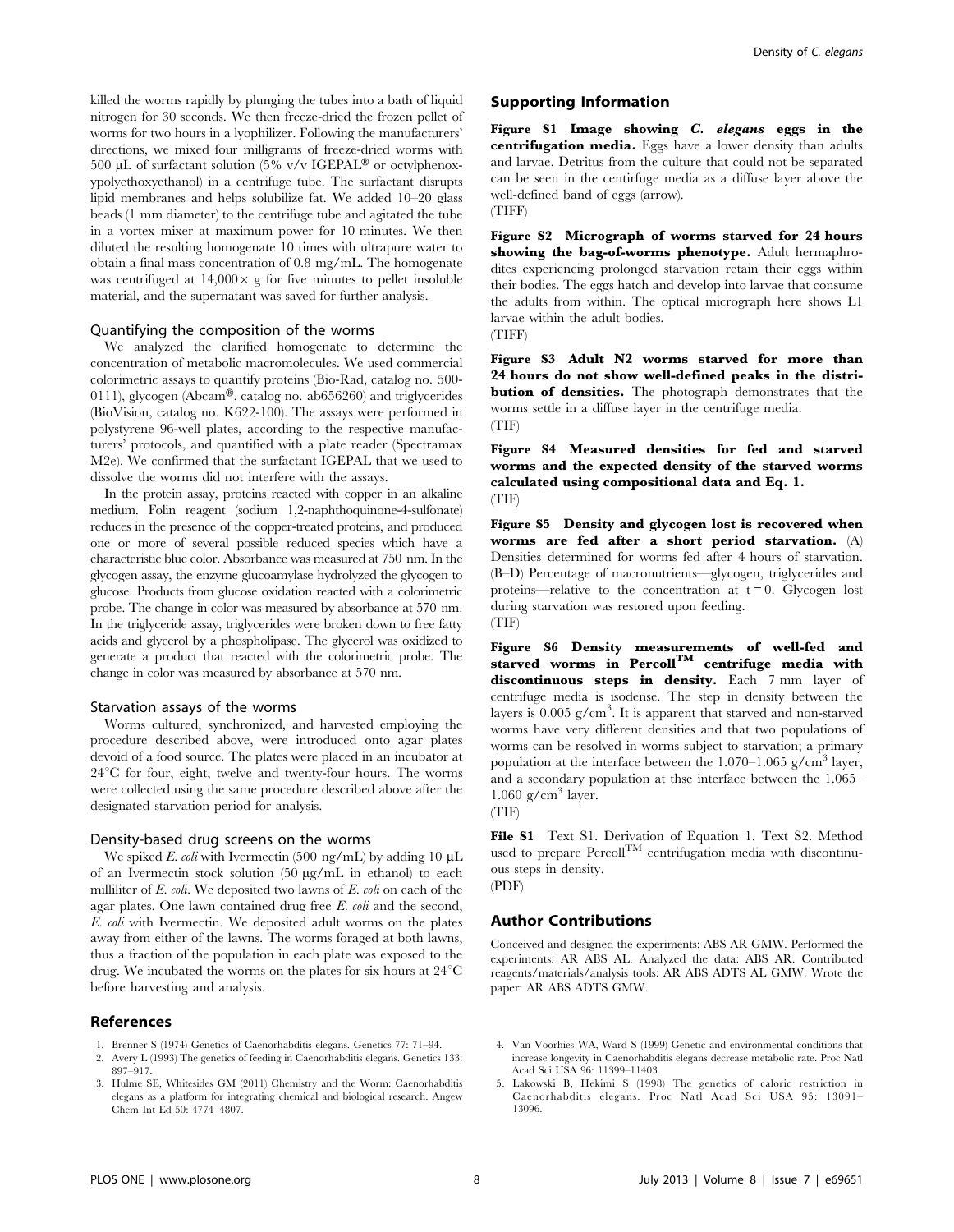killed the worms rapidly by plunging the tubes into a bath of liquid nitrogen for 30 seconds. We then freeze-dried the frozen pellet of worms for two hours in a lyophilizer. Following the manufacturers' directions, we mixed four milligrams of freeze-dried worms with 500 µL of surfactant solution (5% v/v IGEPAL® or octylphenoxypolyethoxyethanol) in a centrifuge tube. The surfactant disrupts lipid membranes and helps solubilize fat. We added 10–20 glass beads (1 mm diameter) to the centrifuge tube and agitated the tube in a vortex mixer at maximum power for 10 minutes. We then diluted the resulting homogenate 10 times with ultrapure water to obtain a final mass concentration of 0.8 mg/mL. The homogenate was centrifuged at 14,000× g for five minutes to pellet insoluble material, and the supernatant was saved for further analysis.

### Quantifying the composition of the worms

We analyzed the clarified homogenate to determine the concentration of metabolic macromolecules. We used commercial colorimetric assays to quantify proteins (Bio-Rad, catalog no. 500-0111), glycogen (Abcam®, catalog no. ab656260) and triglycerides (BioVision, catalog no. K622-100). The assays were performed in polystyrene 96-well plates, according to the respective manufacturers' protocols, and quantified with a plate reader (Spectramax M2e). We confirmed that the surfactant IGEPAL that we used to dissolve the worms did not interfere with the assays.

In the protein assay, proteins reacted with copper in an alkaline medium. Folin reagent (sodium 1,2-naphthoquinone-4-sulfonate) reduces in the presence of the copper-treated proteins, and produced one or more of several possible reduced species which have a characteristic blue color. Absorbance was measured at 750 nm. In the glycogen assay, the enzyme glucoamylase hydrolyzed the glycogen to glucose. Products from glucose oxidation reacted with a colorimetric probe. The change in color was measured by absorbance at 570 nm. In the triglyceride assay, triglycerides were broken down to free fatty acids and glycerol by a phospholipase. The glycerol was oxidized to generate a product that reacted with the colorimetric probe. The change in color was measured by absorbance at 570 nm.

### Starvation assays of the worms

Worms cultured, synchronized, and harvested employing the procedure described above, were introduced onto agar plates devoid of a food source. The plates were placed in an incubator at 24°C for four, eight, twelve and twenty-four hours. The worms were collected using the same procedure described above after the designated starvation period for analysis.

### Density-based drug screens on the worms

We spiked *E. coli* with Ivermectin (500 ng/mL) by adding 10 µL of an Ivermectin stock solution (50 µg/mL in ethanol) to each milliliter of *E. coli*. We deposited two lawns of *E. coli* on each of the agar plates. One lawn contained drug free *E. coli* and the second, *E. coli* with Ivermectin. We deposited adult worms on the plates away from either of the lawns. The worms foraged at both lawns, thus a fraction of the population in each plate was exposed to the drug. We incubated the worms on the plates for six hours at 24°C before harvesting and analysis.

## Supporting Information

**Figure S1 Image showing *C. elegans* eggs in the centrifugation media.** Eggs have a lower density than adults and larvae. Detritus from the culture that could not be separated can be seen in the centirfuge media as a diffuse layer above the well-defined band of eggs (arrow).
(TIFF)

**Figure S2 Micrograph of worms starved for 24 hours showing the bag-of-worms phenotype.** Adult hermaphrodites experiencing prolonged starvation retain their eggs within their bodies. The eggs hatch and develop into larvae that consume the adults from within. The optical micrograph here shows L1 larvae within the adult bodies.
(TIFF)

**Figure S3 Adult N2 worms starved for more than 24 hours do not show well-defined peaks in the distribution of densities.** The photograph demonstrates that the worms settle in a diffuse layer in the centrifuge media.
(TIF)

**Figure S4 Measured densities for fed and starved worms and the expected density of the starved worms calculated using compositional data and Eq. 1.**
(TIF)

**Figure S5 Density and glycogen lost is recovered when worms are fed after a short period starvation.** (A) Densities determined for worms fed after 4 hours of starvation. (B–D) Percentage of macronutrients—glycogen, triglycerides and proteins—relative to the concentration at t = 0. Glycogen lost during starvation was restored upon feeding.
(TIF)

**Figure S6 Density measurements of well-fed and starved worms in Percoll™ centrifuge media with discontinuous steps in density.** Each 7 mm layer of centrifuge media is isodense. The step in density between the layers is 0.005 g/cm$^3$. It is apparent that starved and non-starved worms have very different densities and that two populations of worms can be resolved in worms subject to starvation; a primary population at the interface between the 1.070–1.065 g/cm$^3$ layer, and a secondary population at thse interface between the 1.065–1.060 g/cm$^3$ layer.
(TIF)

**File S1** Text S1. Derivation of Equation 1. Text S2. Method used to prepare Percoll™ centrifugation media with discontinuous steps in density.
(PDF)

## Author Contributions

Conceived and designed the experiments: ABS AR GMW. Performed the experiments: AR ABS AL. Analyzed the data: ABS AR. Contributed reagents/materials/analysis tools: AR ABS ADTS AL GMW. Wrote the paper: AR ABS ADTS GMW.

## References

1. Brenner S (1974) Genetics of Caenorhabditis elegans. Genetics 77: 71–94.
2. Avery L (1993) The genetics of feeding in Caenorhabditis elegans. Genetics 133: 897–917.
3. Hulme SE, Whitesides GM (2011) Chemistry and the Worm: Caenorhabditis elegans as a platform for integrating chemical and biological research. Angew Chem Int Ed 50: 4774–4807.
4. Van Voorhies WA, Ward S (1999) Genetic and environmental conditions that increase longevity in Caenorhabditis elegans decrease metabolic rate. Proc Natl Acad Sci USA 96: 11399–11403.
5. Lakowski B, Hekimi S (1998) The genetics of caloric restriction in Caenorhabditis elegans. Proc Natl Acad Sci USA 95: 13091–13096.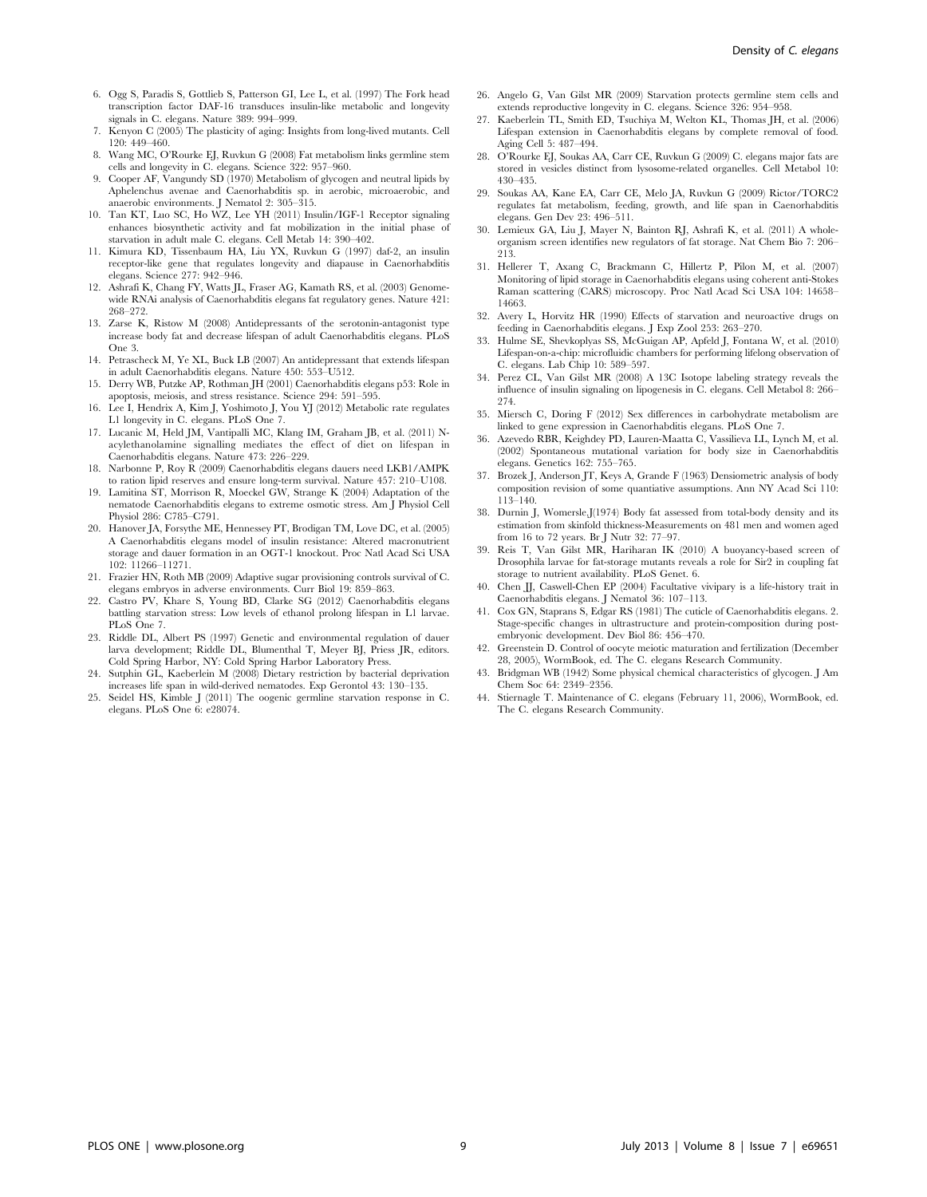6. Ogg S, Paradis S, Gottlieb S, Patterson GI, Lee L, et al. (1997) The Fork head transcription factor DAF-16 transduces insulin-like metabolic and longevity signals in C. elegans. Nature 389: 994–999.
7. Kenyon C (2005) The plasticity of aging: Insights from long-lived mutants. Cell 120: 449–460.
8. Wang MC, O'Rourke EJ, Ruvkun G (2008) Fat metabolism links germline stem cells and longevity in C. elegans. Science 322: 957–960.
9. Cooper AF, Vangundy SD (1970) Metabolism of glycogen and neutral lipids by Aphelenchus avenae and Caenorhabditis sp. in aerobic, microaerobic, and anaerobic environments. J Nematol 2: 305–315.
10. Tan KT, Luo SC, Ho WZ, Lee YH (2011) Insulin/IGF-1 Receptor signaling enhances biosynthetic activity and fat mobilization in the initial phase of starvation in adult male C. elegans. Cell Metab 14: 390–402.
11. Kimura KD, Tissenbaum HA, Liu YX, Ruvkun G (1997) daf-2, an insulin receptor-like gene that regulates longevity and diapause in Caenorhabditis elegans. Science 277: 942–946.
12. Ashrafi K, Chang FY, Watts JL, Fraser AG, Kamath RS, et al. (2003) Genome-wide RNAi analysis of Caenorhabditis elegans fat regulatory genes. Nature 421: 268–272.
13. Zarse K, Ristow M (2008) Antidepressants of the serotonin-antagonist type increase body fat and decrease lifespan of adult Caenorhabditis elegans. PLoS One 3.
14. Petrascheck M, Ye XL, Buck LB (2007) An antidepressant that extends lifespan in adult Caenorhabditis elegans. Nature 450: 553–U512.
15. Derry WB, Putzke AP, Rothman JH (2001) Caenorhabditis elegans p53: Role in apoptosis, meiosis, and stress resistance. Science 294: 591–595.
16. Lee I, Hendrix A, Kim J, Yoshimoto J, You YJ (2012) Metabolic rate regulates L1 longevity in C. elegans. PLoS One 7.
17. Lucanic M, Held JM, Vantipalli MC, Klang IM, Graham JB, et al. (2011) N-acylethanolamine signalling mediates the effect of diet on lifespan in Caenorhabditis elegans. Nature 473: 226–229.
18. Narbonne P, Roy R (2009) Caenorhabditis elegans dauers need LKB1/AMPK to ration lipid reserves and ensure long-term survival. Nature 457: 210–U108.
19. Lamitina ST, Morrison R, Moeckel GW, Strange K (2004) Adaptation of the nematode Caenorhabditis elegans to extreme osmotic stress. Am J Physiol Cell Physiol 286: C785–C791.
20. Hanover JA, Forsythe ME, Hennessey PT, Brodigan TM, Love DC, et al. (2005) A Caenorhabditis elegans model of insulin resistance: Altered macronutrient storage and dauer formation in an OGT-1 knockout. Proc Natl Acad Sci USA 102: 11266–11271.
21. Frazier HN, Roth MB (2009) Adaptive sugar provisioning controls survival of C. elegans embryos in adverse environments. Curr Biol 19: 859–863.
22. Castro PV, Khare S, Young BD, Clarke SG (2012) Caenorhabditis elegans battling starvation stress: Low levels of ethanol prolong lifespan in L1 larvae. PLoS One 7.
23. Riddle DL, Albert PS (1997) Genetic and environmental regulation of dauer larva development; Riddle DL, Blumenthal T, Meyer BJ, Priess JR, editors. Cold Spring Harbor, NY: Cold Spring Harbor Laboratory Press.
24. Sutphin GL, Kaeberlein M (2008) Dietary restriction by bacterial deprivation increases life span in wild-derived nematodes. Exp Gerontol 43: 130–135.
25. Seidel HS, Kimble J (2011) The oogenic germline starvation response in C. elegans. PLoS One 6: e28074.
26. Angelo G, Van Gilst MR (2009) Starvation protects germline stem cells and extends reproductive longevity in C. elegans. Science 326: 954–958.
27. Kaeberlein TL, Smith ED, Tsuchiya M, Welton KL, Thomas JH, et al. (2006) Lifespan extension in Caenorhabditis elegans by complete removal of food. Aging Cell 5: 487–494.
28. O'Rourke EJ, Soukas AA, Carr CE, Ruvkun G (2009) C. elegans major fats are stored in vesicles distinct from lysosome-related organelles. Cell Metabol 10: 430–435.
29. Soukas AA, Kane EA, Carr CE, Melo JA, Ruvkun G (2009) Rictor/TORC2 regulates fat metabolism, feeding, growth, and life span in Caenorhabditis elegans. Gen Dev 23: 496–511.
30. Lemieux GA, Liu J, Mayer N, Bainton RJ, Ashrafi K, et al. (2011) A whole-organism screen identifies new regulators of fat storage. Nat Chem Bio 7: 206–213.
31. Hellerer T, Axang C, Brackmann C, Hillertz P, Pilon M, et al. (2007) Monitoring of lipid storage in Caenorhabditis elegans using coherent anti-Stokes Raman scattering (CARS) microscopy. Proc Natl Acad Sci USA 104: 14658–14663.
32. Avery L, Horvitz HR (1990) Effects of starvation and neuroactive drugs on feeding in Caenorhabditis elegans. J Exp Zool 253: 263–270.
33. Hulme SE, Shevkoplyas SS, McGuigan AP, Apfeld J, Fontana W, et al. (2010) Lifespan-on-a-chip: microfluidic chambers for performing lifelong observation of C. elegans. Lab Chip 10: 589–597.
34. Perez CL, Van Gilst MR (2008) A 13C Isotope labeling strategy reveals the influence of insulin signaling on lipogenesis in C. elegans. Cell Metabol 8: 266–274.
35. Miersch C, Doring F (2012) Sex differences in carbohydrate metabolism are linked to gene expression in Caenorhabditis elegans. PLoS One 7.
36. Azevedo RBR, Keighdey PD, Lauren-Maatta C, Vassilieva LL, Lynch M, et al. (2002) Spontaneous mutational variation for body size in Caenorhabditis elegans. Genetics 162: 755–765.
37. Brozek J, Anderson JT, Keys A, Grande F (1963) Densiometric analysis of body composition revision of some quantiative assumptions. Ann NY Acad Sci 110: 113–140.
38. Durnin J, Womersle,J(1974) Body fat assessed from total-body density and its estimation from skinfold thickness-Measurements on 481 men and women aged from 16 to 72 years. Br J Nutr 32: 77–97.
39. Reis T, Van Gilst MR, Hariharan IK (2010) A buoyancy-based screen of Drosophila larvae for fat-storage mutants reveals a role for Sir2 in coupling fat storage to nutrient availability. PLoS Genet. 6.
40. Chen JJ, Caswell-Chen EP (2004) Facultative vivipary is a life-history trait in Caenorhabditis elegans. J Nematol 36: 107–113.
41. Cox GN, Staprans S, Edgar RS (1981) The cuticle of Caenorhabditis elegans. 2. Stage-specific changes in ultrastructure and protein-composition during post-embryonic development. Dev Biol 86: 456–470.
42. Greenstein D. Control of oocyte meiotic maturation and fertilization (December 28, 2005), WormBook, ed. The C. elegans Research Community.
43. Bridgman WB (1942) Some physical chemical characteristics of glycogen. J Am Chem Soc 64: 2349–2356.
44. Stiernagle T. Maintenance of C. elegans (February 11, 2006), WormBook, ed. The C. elegans Research Community.